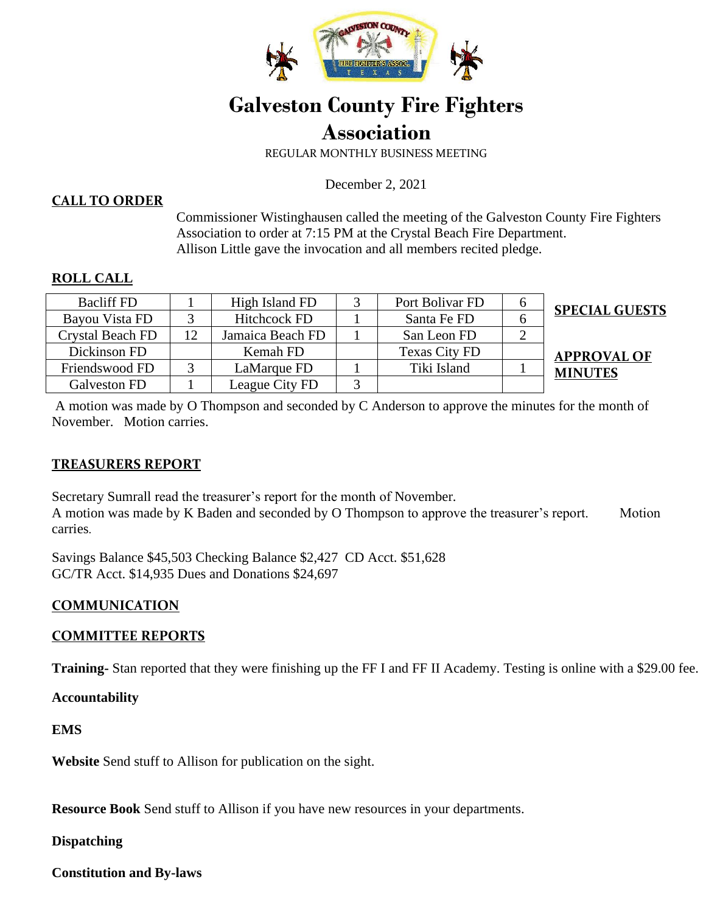# Galveston County Fire Fighters Association

REGULAR MONTHLY BUSINESS MEETING

December 2, 2021

## CALL TO ORDER

Commissioner Wistinghausen called the meeting of the Galveston County Fire Fighters Association to order at 7:15 PM at the Crystal Beach Fire Department.
Allison Little gave the invocation and all members recited pledge.

## ROLL CALL

| Bacliff FD | 1 | High Island FD | 3 | Port Bolivar FD | 6 |
|---|---|---|---|---|---|
| Bayou Vista FD | 3 | Hitchcock FD | 1 | Santa Fe FD | 6 |
| Crystal Beach FD | 12 | Jamaica Beach FD | 1 | San Leon FD | 2 |
| Dickinson FD | | Kemah FD | | Texas City FD | |
| Friendswood FD | 3 | LaMarque FD | 1 | Tiki Island | 1 |
| Galveston FD | 1 | League City FD | 3 | | |

## SPECIAL GUESTS

## APPROVAL OF MINUTES

A motion was made by O Thompson and seconded by C Anderson to approve the minutes for the month of November. Motion carries.

## TREASURERS REPORT

Secretary Sumrall read the treasurer's report for the month of November.
A motion was made by K Baden and seconded by O Thompson to approve the treasurer's report. Motion carries.

Savings Balance $45,503 Checking Balance $2,427 CD Acct. $51,628
GC/TR Acct. $14,935 Dues and Donations $24,697

## COMMUNICATION

## COMMITTEE REPORTS

**Training-** Stan reported that they were finishing up the FF I and FF II Academy. Testing is online with a $29.00 fee.

**Accountability**

**EMS**

**Website** Send stuff to Allison for publication on the sight.

**Resource Book** Send stuff to Allison if you have new resources in your departments.

**Dispatching**

**Constitution and By-laws**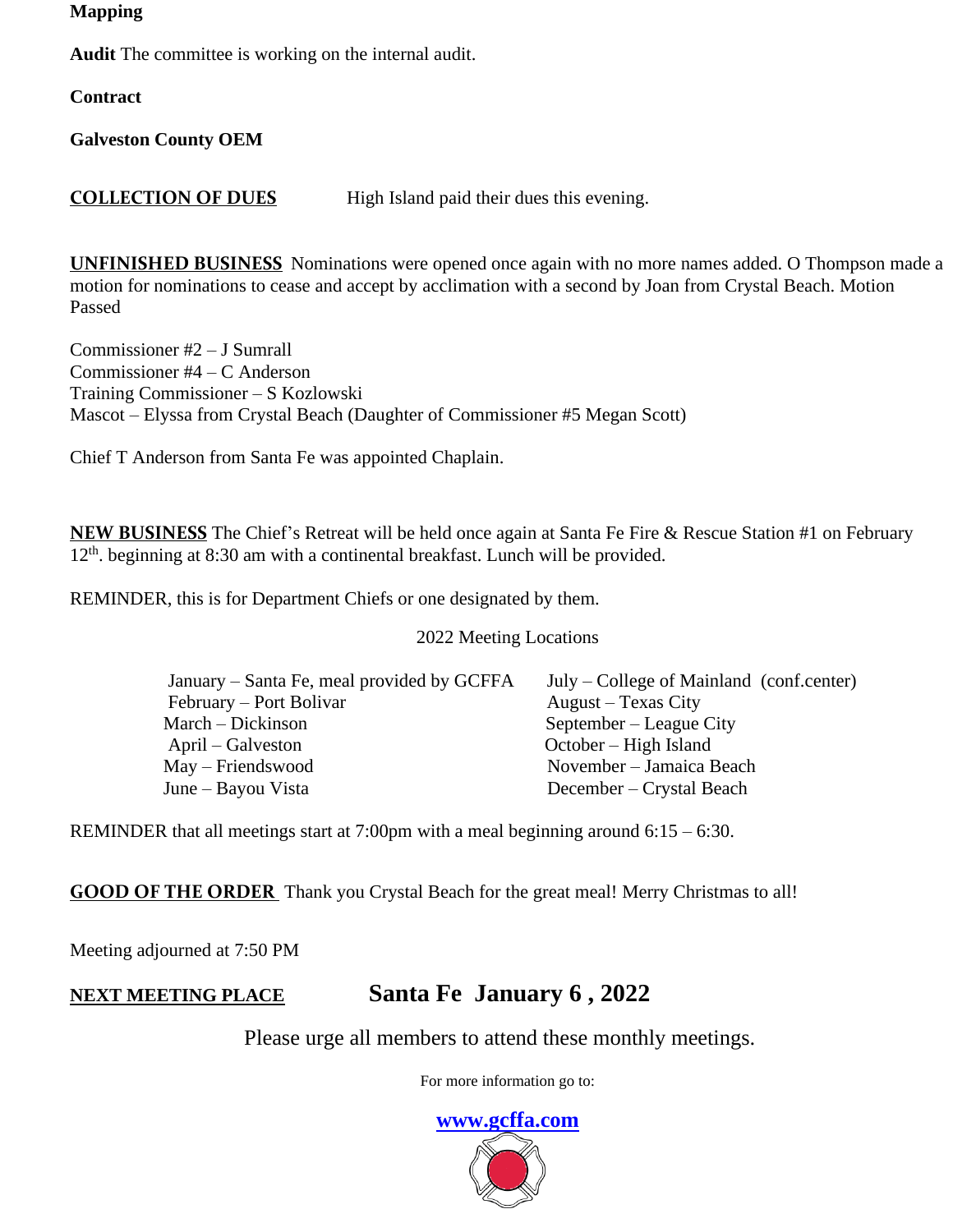**Mapping**

**Audit** The committee is working on the internal audit.

**Contract**

**Galveston County OEM**

**COLLECTION OF DUES** High Island paid their dues this evening.

**UNFINISHED BUSINESS** Nominations were opened once again with no more names added. O Thompson made a motion for nominations to cease and accept by acclimation with a second by Joan from Crystal Beach. Motion Passed

Commissioner #2 – J Sumrall
Commissioner #4 – C Anderson
Training Commissioner – S Kozlowski
Mascot – Elyssa from Crystal Beach (Daughter of Commissioner #5 Megan Scott)

Chief T Anderson from Santa Fe was appointed Chaplain.

**NEW BUSINESS** The Chief's Retreat will be held once again at Santa Fe Fire & Rescue Station #1 on February 12th. beginning at 8:30 am with a continental breakfast. Lunch will be provided.

REMINDER, this is for Department Chiefs or one designated by them.

2022 Meeting Locations

| | |
|---|---|
| January – Santa Fe, meal provided by GCFFA | July – College of Mainland (conf.center) |
| February – Port Bolivar | August – Texas City |
| March – Dickinson | September – League City |
| April – Galveston | October – High Island |
| May – Friendswood | November – Jamaica Beach |
| June – Bayou Vista | December – Crystal Beach |

REMINDER that all meetings start at 7:00pm with a meal beginning around 6:15 – 6:30.

**GOOD OF THE ORDER** Thank you Crystal Beach for the great meal! Merry Christmas to all!

Meeting adjourned at 7:50 PM

**NEXT MEETING PLACE** **Santa Fe January 6 , 2022**

Please urge all members to attend these monthly meetings.

For more information go to:

**www.gcffa.com**